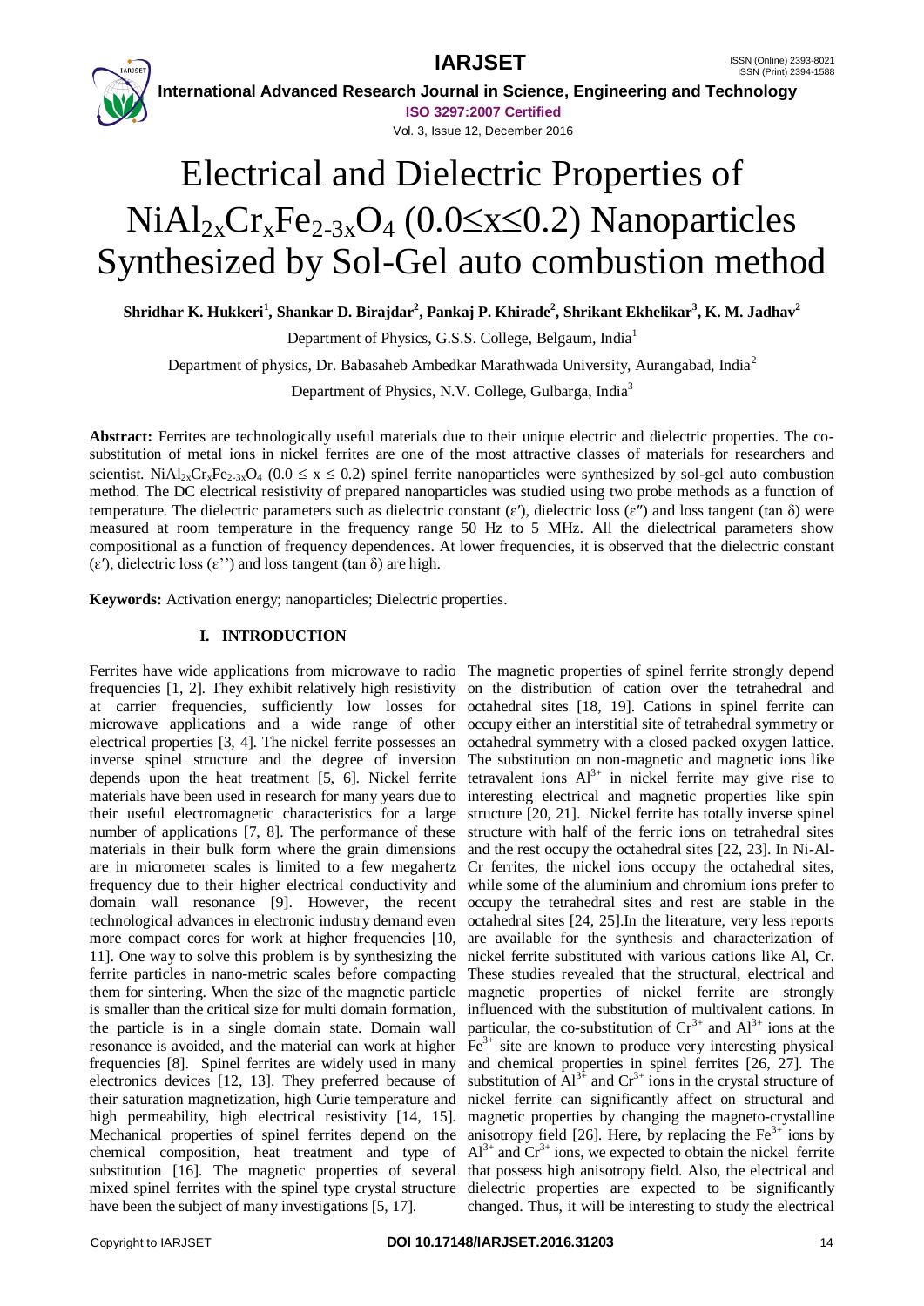# Electrical and Dielectric Properties of $NiAl_{2x}Cr_xFe_{2-3x}O_4$ ($0.0 \leq x \leq 0.2$) Nanoparticles Synthesized by Sol-Gel auto combustion method

**Shridhar K. Hukkeri[1], Shankar D. Birajdar[2], Pankaj P. Khirade[2], Shrikant Ekhelikar[3], K. M. Jadhav[2]**

Department of Physics, G.S.S. College, Belgaum, India[1]

Department of physics, Dr. Babasaheb Ambedkar Marathwada University, Aurangabad, India[2]

Department of Physics, N.V. College, Gulbarga, India[3]

**Abstract:** Ferrites are technologically useful materials due to their unique electric and dielectric properties. The co-substitution of metal ions in nickel ferrites are one of the most attractive classes of materials for researchers and scientist. $NiAl_{2x}Cr_xFe_{2-3x}O_4$ ($0.0 \leq x \leq 0.2$) spinel ferrite nanoparticles were synthesized by sol-gel auto combustion method. The DC electrical resistivity of prepared nanoparticles was studied using two probe methods as a function of temperature. The dielectric parameters such as dielectric constant ($\varepsilon'$), dielectric loss ($\varepsilon''$) and loss tangent ($\tan \delta$) were measured at room temperature in the frequency range 50 Hz to 5 MHz. All the dielectrical parameters show compositional as a function of frequency dependences. At lower frequencies, it is observed that the dielectric constant ($\varepsilon'$), dielectric loss ($\varepsilon''$) and loss tangent ($\tan \delta$) are high.

**Keywords:** Activation energy; nanoparticles; Dielectric properties.

## I. INTRODUCTION

Ferrites have wide applications from microwave to radio frequencies [1, 2]. They exhibit relatively high resistivity at carrier frequencies, sufficiently low losses for microwave applications and a wide range of other electrical properties [3, 4]. The nickel ferrite possesses an inverse spinel structure and the degree of inversion depends upon the heat treatment [5, 6]. Nickel ferrite materials have been used in research for many years due to their useful electromagnetic characteristics for a large number of applications [7, 8]. The performance of these materials in their bulk form where the grain dimensions are in micrometer scales is limited to a few megahertz frequency due to their higher electrical conductivity and domain wall resonance [9]. However, the recent technological advances in electronic industry demand even more compact cores for work at higher frequencies [10, 11]. One way to solve this problem is by synthesizing the ferrite particles in nano-metric scales before compacting them for sintering. When the size of the magnetic particle is smaller than the critical size for multi domain formation, the particle is in a single domain state. Domain wall resonance is avoided, and the material can work at higher frequencies [8]. Spinel ferrites are widely used in many electronics devices [12, 13]. They preferred because of their saturation magnetization, high Curie temperature and high permeability, high electrical resistivity [14, 15]. Mechanical properties of spinel ferrites depend on the chemical composition, heat treatment and type of substitution [16]. The magnetic properties of several mixed spinel ferrites with the spinel type crystal structure have been the subject of many investigations [5, 17].

The magnetic properties of spinel ferrite strongly depend on the distribution of cation over the tetrahedral and octahedral sites [18, 19]. Cations in spinel ferrite can occupy either an interstitial site of tetrahedral symmetry or octahedral symmetry with a closed packed oxygen lattice. The substitution on non-magnetic and magnetic ions like tetravalent ions $Al^{3+}$ in nickel ferrite may give rise to interesting electrical and magnetic properties like spin structure [20, 21]. Nickel ferrite has totally inverse spinel structure with half of the ferric ions on tetrahedral sites and the rest occupy the octahedral sites [22, 23]. In Ni-Al-Cr ferrites, the nickel ions occupy the octahedral sites, while some of the aluminium and chromium ions prefer to occupy the tetrahedral sites and rest are stable in the octahedral sites [24, 25].In the literature, very less reports are available for the synthesis and characterization of nickel ferrite substituted with various cations like Al, Cr. These studies revealed that the structural, electrical and magnetic properties of nickel ferrite are strongly influenced with the substitution of multivalent cations. In particular, the co-substitution of $Cr^{3+}$ and $Al^{3+}$ ions at the $Fe^{3+}$ site are known to produce very interesting physical and chemical properties in spinel ferrites [26, 27]. The substitution of $Al^{3+}$ and $Cr^{3+}$ ions in the crystal structure of nickel ferrite can significantly affect on structural and magnetic properties by changing the magneto-crystalline anisotropy field [26]. Here, by replacing the $Fe^{3+}$ ions by $Al^{3+}$ and $Cr^{3+}$ ions, we expected to obtain the nickel ferrite that possess high anisotropy field. Also, the electrical and dielectric properties are expected to be significantly changed. Thus, it will be interesting to study the electrical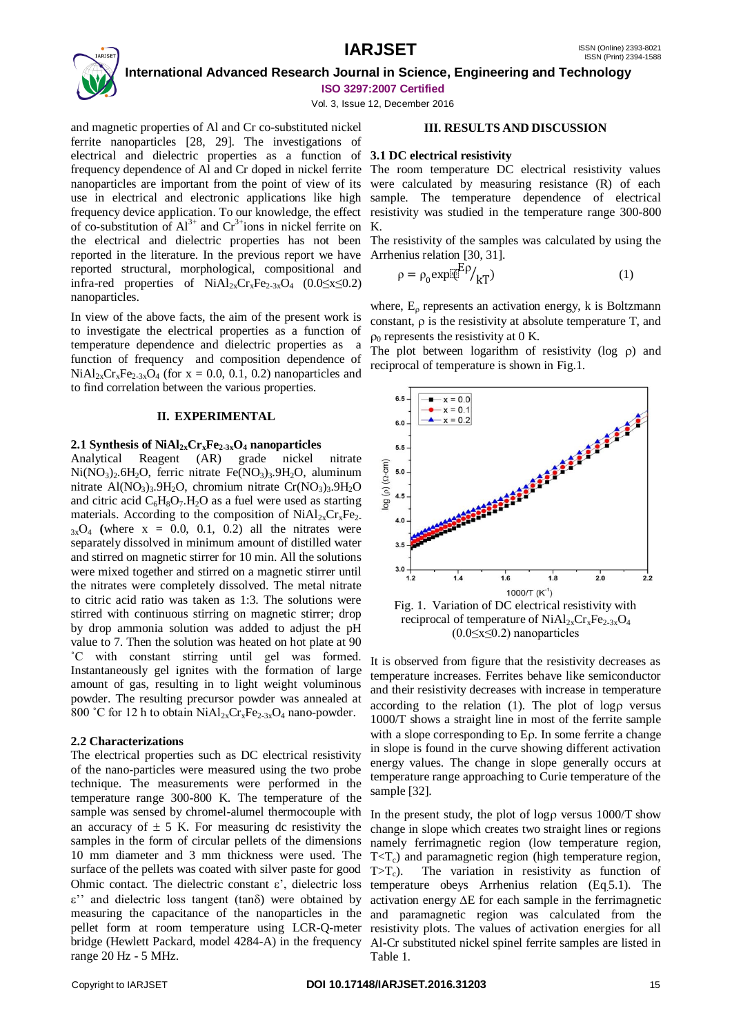and magnetic properties of Al and Cr co-substituted nickel ferrite nanoparticles [28, 29]. The investigations of electrical and dielectric properties as a function of frequency dependence of Al and Cr doped in nickel ferrite nanoparticles are important from the point of view of its use in electrical and electronic applications like high frequency device application. To our knowledge, the effect of co-substitution of $Al^{3+}$ and $Cr^{3+}$ions in nickel ferrite on the electrical and dielectric properties has not been reported in the literature. In the previous report we have reported structural, morphological, compositional and infra-red properties of $NiAl_{2x}Cr_xFe_{2-3x}O_4$ $(0.0 \leq x \leq 0.2)$ nanoparticles.

In view of the above facts, the aim of the present work is to investigate the electrical properties as a function of temperature dependence and dielectric properties as a function of frequency and composition dependence of $NiAl_{2x}Cr_xFe_{2-3x}O_4$ (for x = 0.0, 0.1, 0.2) nanoparticles and to find correlation between the various properties.

## II. EXPERIMENTAL

### 2.1 Synthesis of $NiAl_{2x}Cr_xFe_{2-3x}O_4$ nanoparticles

Analytical Reagent (AR) grade nickel nitrate $Ni(NO_3)_2.6H_2O$, ferric nitrate $Fe(NO_3)_3.9H_2O$, aluminum nitrate $Al(NO_3)_3.9H_2O$, chromium nitrate $Cr(NO_3)_3.9H_2O$ and citric acid $C_6H_8O_7.H_2O$ as a fuel were used as starting materials. According to the composition of $NiAl_{2x}Cr_xFe_{2-3x}O_4$ **(**where x = 0.0, 0.1, 0.2) all the nitrates were separately dissolved in minimum amount of distilled water and stirred on magnetic stirrer for 10 min. All the solutions were mixed together and stirred on a magnetic stirrer until the nitrates were completely dissolved. The metal nitrate to citric acid ratio was taken as 1:3. The solutions were stirred with continuous stirring on magnetic stirrer; drop by drop ammonia solution was added to adjust the pH value to 7. Then the solution was heated on hot plate at 90 ˚C with constant stirring until gel was formed. Instantaneously gel ignites with the formation of large amount of gas, resulting in to light weight voluminous powder. The resulting precursor powder was annealed at 800 ˚C for 12 h to obtain $NiAl_{2x}Cr_xFe_{2-3x}O_4$ nano-powder.

### 2.2 Characterizations

The electrical properties such as DC electrical resistivity of the nano-particles were measured using the two probe technique. The measurements were performed in the temperature range 300-800 K. The temperature of the sample was sensed by chromel-alumel thermocouple with an accuracy of ± 5 K. For measuring dc resistivity the samples in the form of circular pellets of the dimensions 10 mm diameter and 3 mm thickness were used. The surface of the pellets was coated with silver paste for good Ohmic contact. The dielectric constant ε', dielectric loss ε'' and dielectric loss tangent (tanδ) were obtained by measuring the capacitance of the nanoparticles in the pellet form at room temperature using LCR-Q-meter bridge (Hewlett Packard, model 4284-A) in the frequency range 20 Hz - 5 MHz.

## III. RESULTS AND DISCUSSION

### 3.1 DC electrical resistivity

The room temperature DC electrical resistivity values were calculated by measuring resistance (R) of each sample. The temperature dependence of electrical resistivity was studied in the temperature range 300-800 K.

The resistivity of the samples was calculated by using the Arrhenius relation [30, 31].

$$\rho = \rho_0 \exp(E_\rho / kT) \tag{1}$$

where, $E_\rho$ represents an activation energy, k is Boltzmann constant, ρ is the resistivity at absolute temperature T, and $\rho_0$ represents the resistivity at 0 K.

The plot between logarithm of resistivity (log ρ) and reciprocal of temperature is shown in Fig.1.

Fig. 1. Variation of DC electrical resistivity with reciprocal of temperature of $NiAl_{2x}Cr_xFe_{2-3x}O_4$ $(0.0 \leq x \leq 0.2)$ nanoparticles

It is observed from figure that the resistivity decreases as temperature increases. Ferrites behave like semiconductor and their resistivity decreases with increase in temperature according to the relation (1). The plot of logρ versus 1000/T shows a straight line in most of the ferrite sample with a slope corresponding to Eρ. In some ferrite a change in slope is found in the curve showing different activation energy values. The change in slope generally occurs at temperature range approaching to Curie temperature of the sample [32].

In the present study, the plot of logρ versus 1000/T show change in slope which creates two straight lines or regions namely ferrimagnetic region (low temperature region, $T<T_c$) and paramagnetic region (high temperature region, $T>T_c$). The variation in resistivity as function of temperature obeys Arrhenius relation (Eq.5.1). The activation energy ΔE for each sample in the ferrimagnetic and paramagnetic region was calculated from the resistivity plots. The values of activation energies for all Al-Cr substituted nickel spinel ferrite samples are listed in Table 1.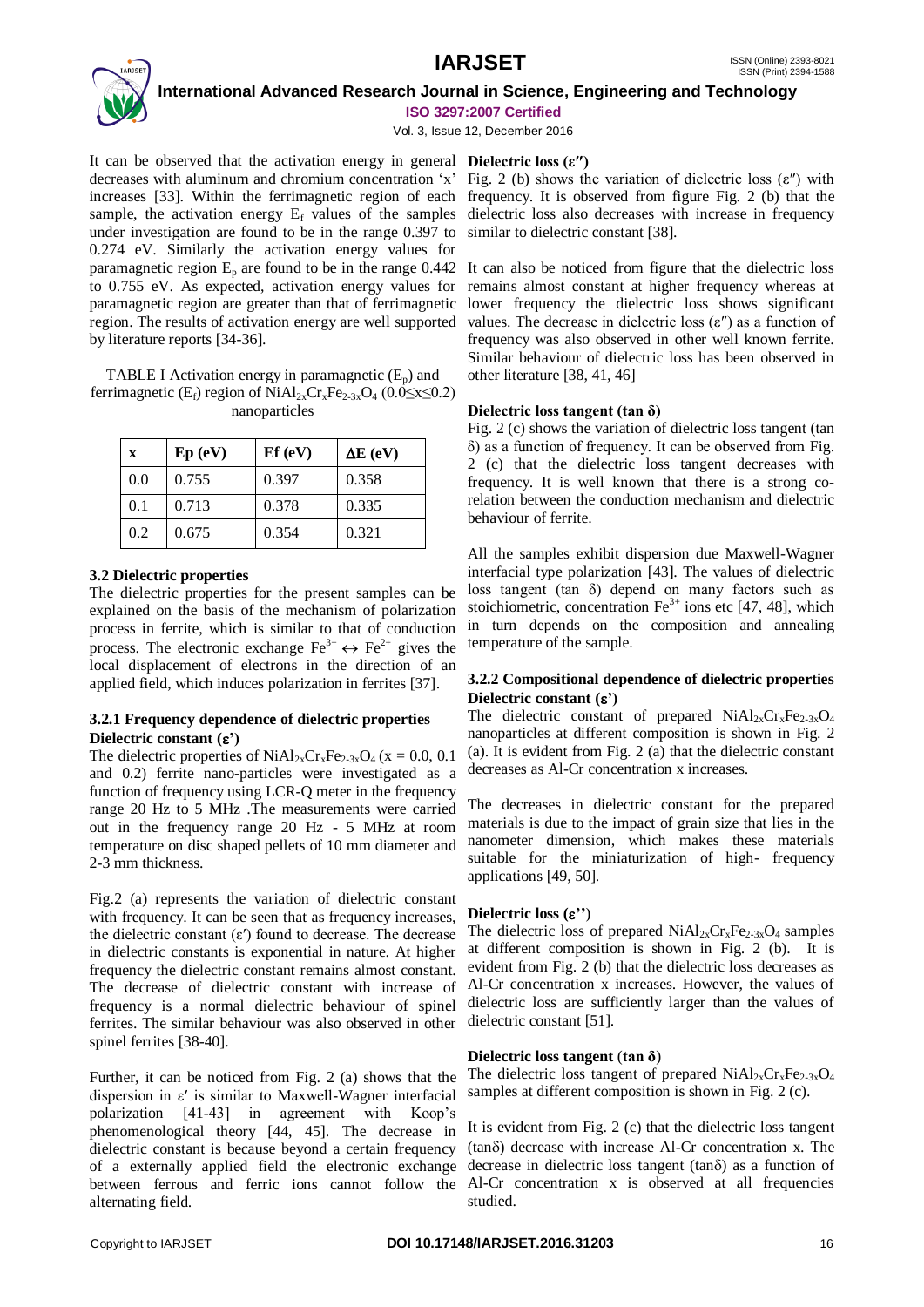It can be observed that the activation energy in general decreases with aluminum and chromium concentration 'x' increases [33]. Within the ferrimagnetic region of each sample, the activation energy $E_f$ values of the samples under investigation are found to be in the range 0.397 to 0.274 eV. Similarly the activation energy values for paramagnetic region $E_p$ are found to be in the range 0.442 to 0.755 eV. As expected, activation energy values for paramagnetic region are greater than that of ferrimagnetic region. The results of activation energy are well supported by literature reports [34-36].

TABLE I Activation energy in paramagnetic ($E_p$) and ferrimagnetic ($E_f$) region of $NiAl_{2x}Cr_xFe_{2-3x}O_4$ ($0.0 \leq x \leq 0.2$) nanoparticles

| x | Ep (eV) | Ef (eV) | ΔE (eV) |
|---|---|---|---|
| 0.0 | 0.755 | 0.397 | 0.358 |
| 0.1 | 0.713 | 0.378 | 0.335 |
| 0.2 | 0.675 | 0.354 | 0.321 |

### 3.2 Dielectric properties

The dielectric properties for the present samples can be explained on the basis of the mechanism of polarization process in ferrite, which is similar to that of conduction process. The electronic exchange $Fe^{3+} \leftrightarrow Fe^{2+}$ gives the local displacement of electrons in the direction of an applied field, which induces polarization in ferrites [37].

#### 3.2.1 Frequency dependence of dielectric properties

**Dielectric constant (ε')**

The dielectric properties of $NiAl_{2x}Cr_xFe_{2-3x}O_4$ (x = 0.0, 0.1 and 0.2) ferrite nano-particles were investigated as a function of frequency using LCR-Q meter in the frequency range 20 Hz to 5 MHz .The measurements were carried out in the frequency range 20 Hz - 5 MHz at room temperature on disc shaped pellets of 10 mm diameter and 2-3 mm thickness.

Fig.2 (a) represents the variation of dielectric constant with frequency. It can be seen that as frequency increases, the dielectric constant (ε′) found to decrease. The decrease in dielectric constants is exponential in nature. At higher frequency the dielectric constant remains almost constant. The decrease of dielectric constant with increase of frequency is a normal dielectric behaviour of spinel ferrites. The similar behaviour was also observed in other spinel ferrites [38-40].

Further, it can be noticed from Fig. 2 (a) shows that the dispersion in ε′ is similar to Maxwell-Wagner interfacial polarization [41-43] in agreement with Koop's phenomenological theory [44, 45]. The decrease in dielectric constant is because beyond a certain frequency of a externally applied field the electronic exchange between ferrous and ferric ions cannot follow the alternating field.

**Dielectric loss (ε″)**

Fig. 2 (b) shows the variation of dielectric loss (ε″) with frequency. It is observed from figure Fig. 2 (b) that the dielectric loss also decreases with increase in frequency similar to dielectric constant [38].

It can also be noticed from figure that the dielectric loss remains almost constant at higher frequency whereas at lower frequency the dielectric loss shows significant values. The decrease in dielectric loss (ε″) as a function of frequency was also observed in other well known ferrite. Similar behaviour of dielectric loss has been observed in other literature [38, 41, 46]

**Dielectric loss tangent (tan δ)**

Fig. 2 (c) shows the variation of dielectric loss tangent (tan δ) as a function of frequency. It can be observed from Fig. 2 (c) that the dielectric loss tangent decreases with frequency. It is well known that there is a strong co-relation between the conduction mechanism and dielectric behaviour of ferrite.

All the samples exhibit dispersion due Maxwell-Wagner interfacial type polarization [43]. The values of dielectric loss tangent (tan δ) depend on many factors such as stoichiometric, concentration $Fe^{3+}$ ions etc [47, 48], which in turn depends on the composition and annealing temperature of the sample.

#### 3.2.2 Compositional dependence of dielectric properties

**Dielectric constant (ε')**

The dielectric constant of prepared $NiAl_{2x}Cr_xFe_{2-3x}O_4$ nanoparticles at different composition is shown in Fig. 2 (a). It is evident from Fig. 2 (a) that the dielectric constant decreases as Al-Cr concentration x increases.

The decreases in dielectric constant for the prepared materials is due to the impact of grain size that lies in the nanometer dimension, which makes these materials suitable for the miniaturization of high- frequency applications [49, 50].

**Dielectric loss (ε'')**

The dielectric loss of prepared $NiAl_{2x}Cr_xFe_{2-3x}O_4$ samples at different composition is shown in Fig. 2 (b). It is evident from Fig. 2 (b) that the dielectric loss decreases as Al-Cr concentration x increases. However, the values of dielectric loss are sufficiently larger than the values of dielectric constant [51].

**Dielectric loss tangent (tan δ)**

The dielectric loss tangent of prepared $NiAl_{2x}Cr_xFe_{2-3x}O_4$ samples at different composition is shown in Fig. 2 (c).

It is evident from Fig. 2 (c) that the dielectric loss tangent (tanδ) decrease with increase Al-Cr concentration x. The decrease in dielectric loss tangent (tanδ) as a function of Al-Cr concentration x is observed at all frequencies studied.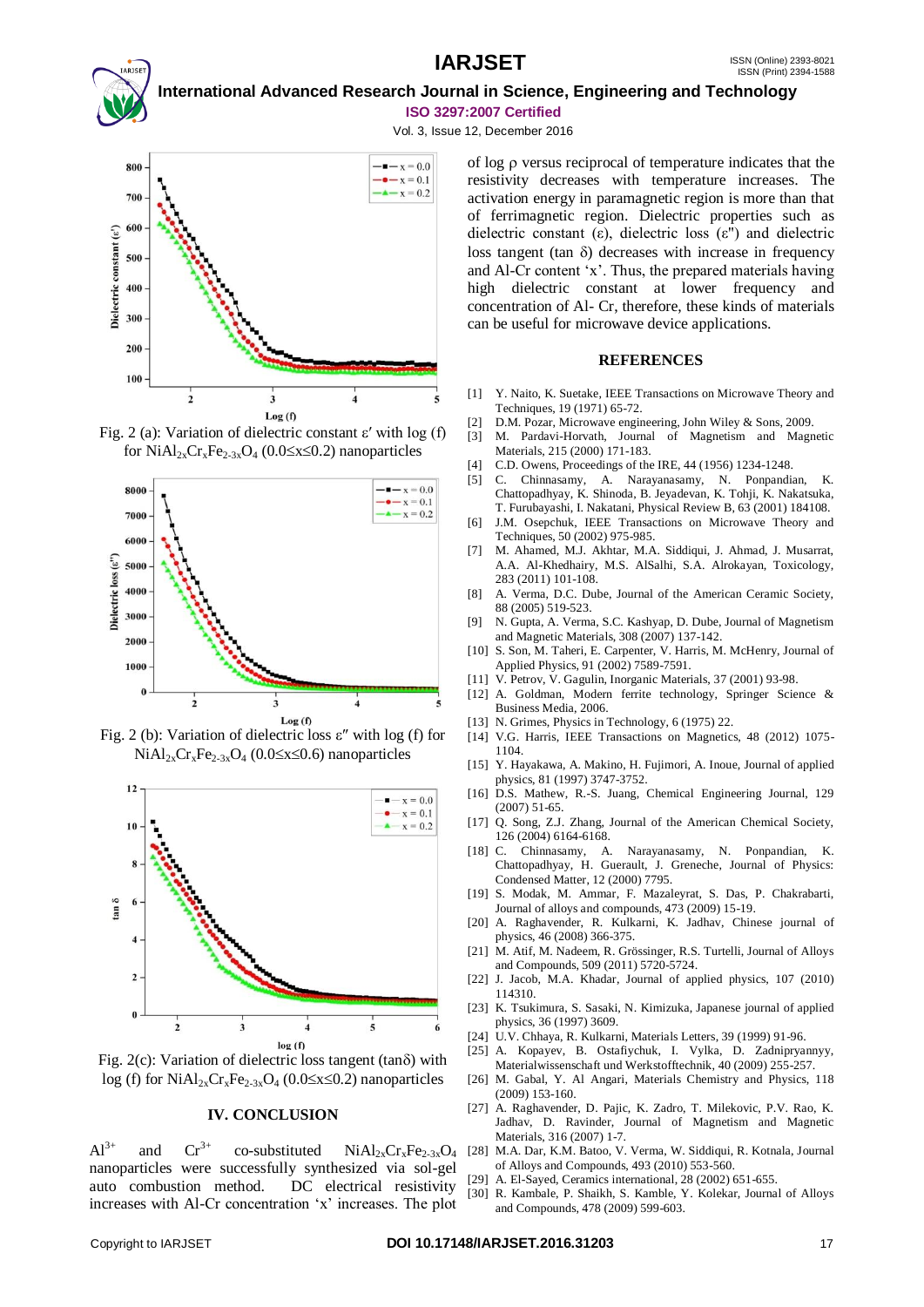Fig. 2 (a): Variation of dielectric constant ε′ with log (f) for $NiAl_{2x}Cr_xFe_{2-3x}O_4$ ($0.0 \leq x \leq 0.2$) nanoparticles

Fig. 2 (b): Variation of dielectric loss ε″ with log (f) for $NiAl_{2x}Cr_xFe_{2-3x}O_4$ ($0.0 \leq x \leq 0.6$) nanoparticles

Fig. 2(c): Variation of dielectric loss tangent (tanδ) with log (f) for $NiAl_{2x}Cr_xFe_{2-3x}O_4$ ($0.0 \leq x \leq 0.2$) nanoparticles

## IV. CONCLUSION

$Al^{3+}$ and $Cr^{3+}$ co-substituted $NiAl_{2x}Cr_xFe_{2-3x}O_4$ nanoparticles were successfully synthesized via sol-gel auto combustion method. DC electrical resistivity increases with Al-Cr concentration 'x' increases. The plot of log ρ versus reciprocal of temperature indicates that the resistivity decreases with temperature increases. The activation energy in paramagnetic region is more than that of ferrimagnetic region. Dielectric properties such as dielectric constant (ε), dielectric loss (ε") and dielectric loss tangent (tan δ) decreases with increase in frequency and Al-Cr content 'x'. Thus, the prepared materials having high dielectric constant at lower frequency and concentration of Al- Cr, therefore, these kinds of materials can be useful for microwave device applications.

## REFERENCES

[1] Y. Naito, K. Suetake, IEEE Transactions on Microwave Theory and Techniques, 19 (1971) 65-72.
[2] D.M. Pozar, Microwave engineering, John Wiley & Sons, 2009.
[3] M. Pardavi-Horvath, Journal of Magnetism and Magnetic Materials, 215 (2000) 171-183.
[4] C.D. Owens, Proceedings of the IRE, 44 (1956) 1234-1248.
[5] C. Chinnasamy, A. Narayanasamy, N. Ponpandian, K. Chattopadhyay, K. Shinoda, B. Jeyadevan, K. Tohji, K. Nakatsuka, T. Furubayashi, I. Nakatani, Physical Review B, 63 (2001) 184108.
[6] J.M. Osepchuk, IEEE Transactions on Microwave Theory and Techniques, 50 (2002) 975-985.
[7] M. Ahamed, M.J. Akhtar, M.A. Siddiqui, J. Ahmad, J. Musarrat, A.A. Al-Khedhairy, M.S. AlSalhi, S.A. Alrokayan, Toxicology, 283 (2011) 101-108.
[8] A. Verma, D.C. Dube, Journal of the American Ceramic Society, 88 (2005) 519-523.
[9] N. Gupta, A. Verma, S.C. Kashyap, D. Dube, Journal of Magnetism and Magnetic Materials, 308 (2007) 137-142.
[10] S. Son, M. Taheri, E. Carpenter, V. Harris, M. McHenry, Journal of Applied Physics, 91 (2002) 7589-7591.
[11] V. Petrov, V. Gagulin, Inorganic Materials, 37 (2001) 93-98.
[12] A. Goldman, Modern ferrite technology, Springer Science & Business Media, 2006.
[13] N. Grimes, Physics in Technology, 6 (1975) 22.
[14] V.G. Harris, IEEE Transactions on Magnetics, 48 (2012) 1075-1104.
[15] Y. Hayakawa, A. Makino, H. Fujimori, A. Inoue, Journal of applied physics, 81 (1997) 3747-3752.
[16] D.S. Mathew, R.-S. Juang, Chemical Engineering Journal, 129 (2007) 51-65.
[17] Q. Song, Z.J. Zhang, Journal of the American Chemical Society, 126 (2004) 6164-6168.
[18] C. Chinnasamy, A. Narayanasamy, N. Ponpandian, K. Chattopadhyay, H. Guerault, J. Greneche, Journal of Physics: Condensed Matter, 12 (2000) 7795.
[19] S. Modak, M. Ammar, F. Mazaleyrat, S. Das, P. Chakrabarti, Journal of alloys and compounds, 473 (2009) 15-19.
[20] A. Raghavender, R. Kulkarni, K. Jadhav, Chinese journal of physics, 46 (2008) 366-375.
[21] M. Atif, M. Nadeem, R. Grössinger, R.S. Turtelli, Journal of Alloys and Compounds, 509 (2011) 5720-5724.
[22] J. Jacob, M.A. Khadar, Journal of applied physics, 107 (2010) 114310.
[23] K. Tsukimura, S. Sasaki, N. Kimizuka, Japanese journal of applied physics, 36 (1997) 3609.
[24] U.V. Chhaya, R. Kulkarni, Materials Letters, 39 (1999) 91-96.
[25] A. Kopayev, B. Ostafiychuk, I. Vylka, D. Zadnipryannyy, Materialwissenschaft und Werkstofftechnik, 40 (2009) 255-257.
[26] M. Gabal, Y. Al Angari, Materials Chemistry and Physics, 118 (2009) 153-160.
[27] A. Raghavender, D. Pajic, K. Zadro, T. Milekovic, P.V. Rao, K. Jadhav, D. Ravinder, Journal of Magnetism and Magnetic Materials, 316 (2007) 1-7.
[28] M.A. Dar, K.M. Batoo, V. Verma, W. Siddiqui, R. Kotnala, Journal of Alloys and Compounds, 493 (2010) 553-560.
[29] A. El-Sayed, Ceramics international, 28 (2002) 651-655.
[30] R. Kambale, P. Shaikh, S. Kamble, Y. Kolekar, Journal of Alloys and Compounds, 478 (2009) 599-603.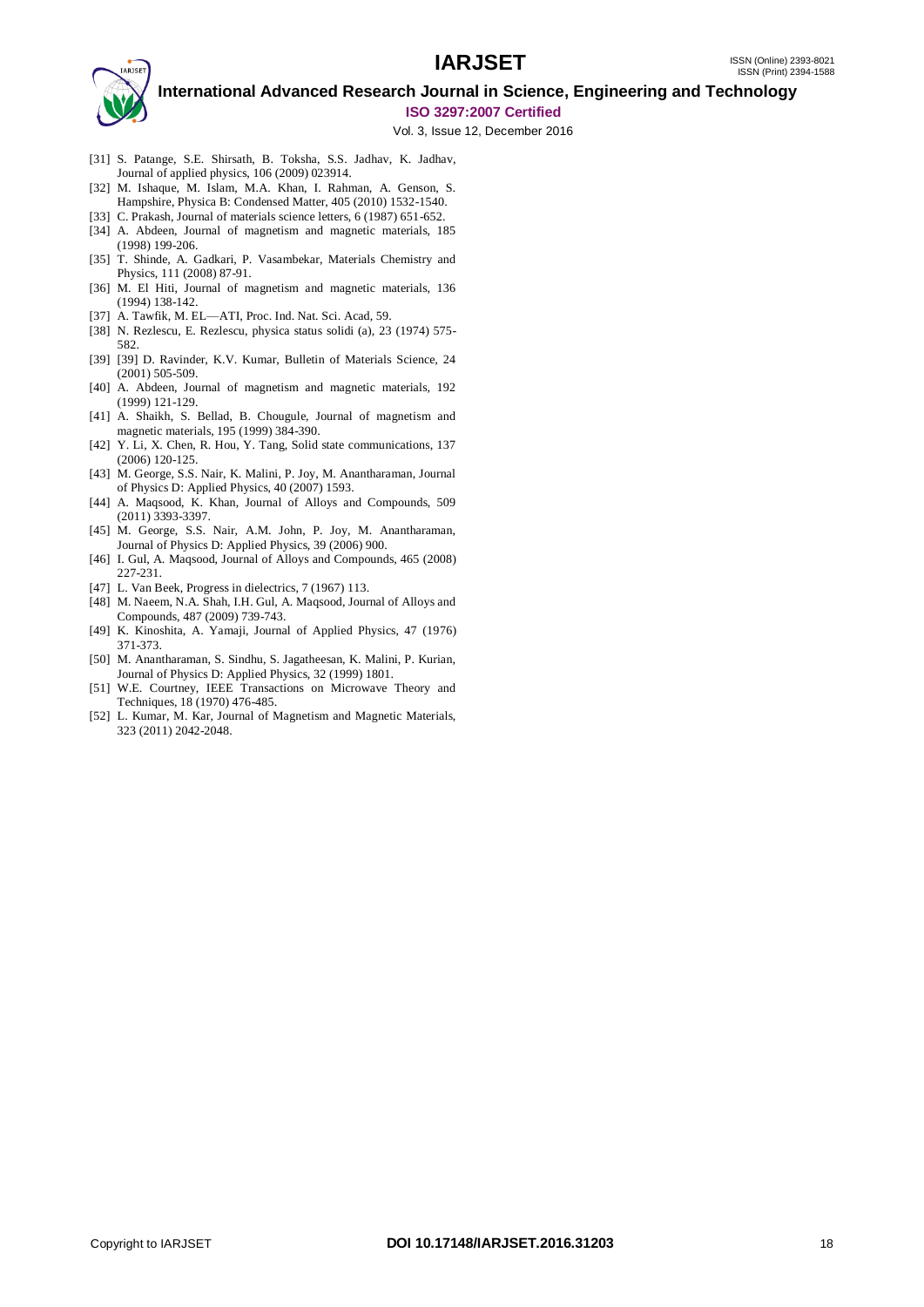[31] S. Patange, S.E. Shirsath, B. Toksha, S.S. Jadhav, K. Jadhav, Journal of applied physics, 106 (2009) 023914.

[32] M. Ishaque, M. Islam, M.A. Khan, I. Rahman, A. Genson, S. Hampshire, Physica B: Condensed Matter, 405 (2010) 1532-1540.

[33] C. Prakash, Journal of materials science letters, 6 (1987) 651-652.

[34] A. Abdeen, Journal of magnetism and magnetic materials, 185 (1998) 199-206.

[35] T. Shinde, A. Gadkari, P. Vasambekar, Materials Chemistry and Physics, 111 (2008) 87-91.

[36] M. El Hiti, Journal of magnetism and magnetic materials, 136 (1994) 138-142.

[37] A. Tawfik, M. EL—ATI, Proc. Ind. Nat. Sci. Acad, 59.

[38] N. Rezlescu, E. Rezlescu, physica status solidi (a), 23 (1974) 575-582.

[39] [39] D. Ravinder, K.V. Kumar, Bulletin of Materials Science, 24 (2001) 505-509.

[40] A. Abdeen, Journal of magnetism and magnetic materials, 192 (1999) 121-129.

[41] A. Shaikh, S. Bellad, B. Chougule, Journal of magnetism and magnetic materials, 195 (1999) 384-390.

[42] Y. Li, X. Chen, R. Hou, Y. Tang, Solid state communications, 137 (2006) 120-125.

[43] M. George, S.S. Nair, K. Malini, P. Joy, M. Anantharaman, Journal of Physics D: Applied Physics, 40 (2007) 1593.

[44] A. Maqsood, K. Khan, Journal of Alloys and Compounds, 509 (2011) 3393-3397.

[45] M. George, S.S. Nair, A.M. John, P. Joy, M. Anantharaman, Journal of Physics D: Applied Physics, 39 (2006) 900.

[46] I. Gul, A. Maqsood, Journal of Alloys and Compounds, 465 (2008) 227-231.

[47] L. Van Beek, Progress in dielectrics, 7 (1967) 113.

[48] M. Naeem, N.A. Shah, I.H. Gul, A. Maqsood, Journal of Alloys and Compounds, 487 (2009) 739-743.

[49] K. Kinoshita, A. Yamaji, Journal of Applied Physics, 47 (1976) 371-373.

[50] M. Anantharaman, S. Sindhu, S. Jagatheesan, K. Malini, P. Kurian, Journal of Physics D: Applied Physics, 32 (1999) 1801.

[51] W.E. Courtney, IEEE Transactions on Microwave Theory and Techniques, 18 (1970) 476-485.

[52] L. Kumar, M. Kar, Journal of Magnetism and Magnetic Materials, 323 (2011) 2042-2048.